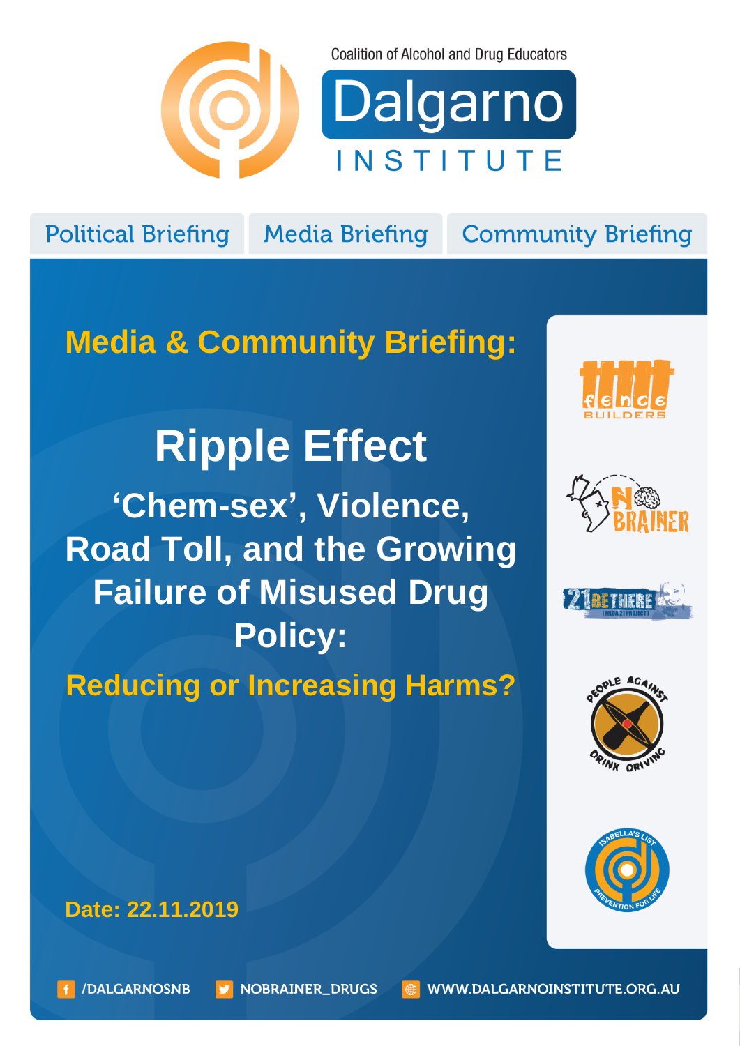Coalition of Alcohol and Drug Educators

# Dalgarno INSTITUTE

Political Briefing | Media Briefing | Community Briefing

## Media & Community Briefing:

# Ripple Effect

## 'Chem-sex', Violence, Road Toll, and the Growing Failure of Misused Drug Policy:

## Reducing or Increasing Harms?

**Date: 22.11.2019**

fence BUILDERS

NO BRAINER

21 BE THERE (MELDA 21 PROJECT)

PEOPLE AGAINST DRINK DRIVING

ISABELLA'S LIST PREVENTION FOR LIFE

/DALGARNOSNB | NOBRAINER_DRUGS | WWW.DALGARNOINSTITUTE.ORG.AU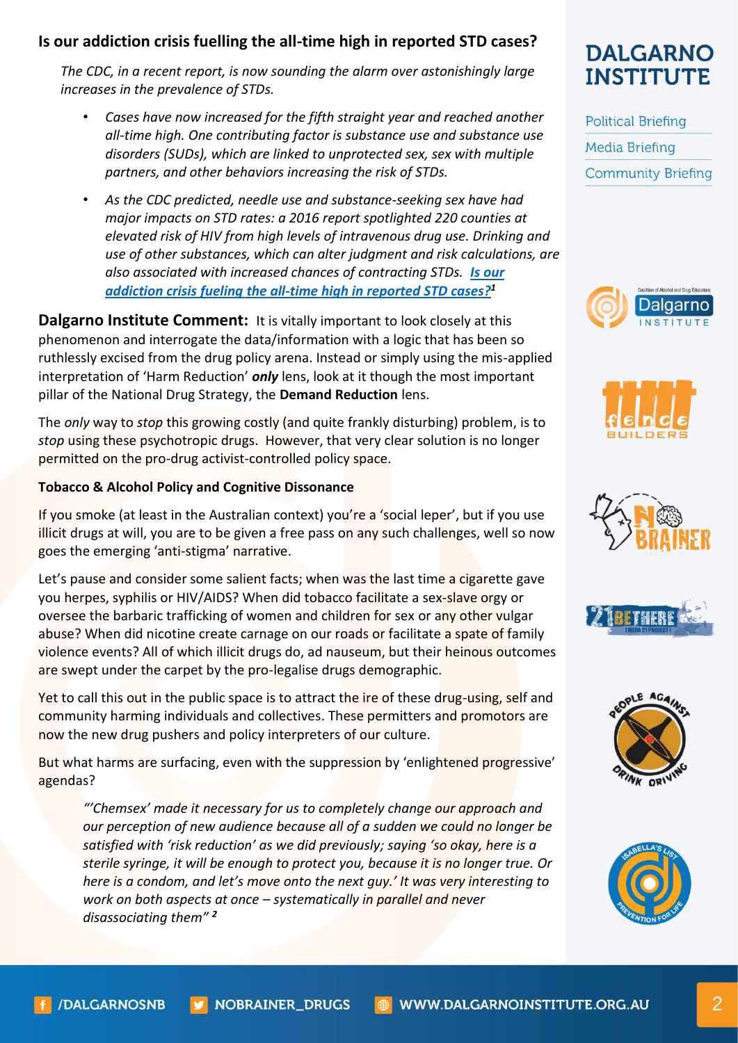### Is our addiction crisis fuelling the all-time high in reported STD cases?

*The CDC, in a recent report, is now sounding the alarm over astonishingly large increases in the prevalence of STDs.*

- *Cases have now increased for the fifth straight year and reached another all-time high. One contributing factor is substance use and substance use disorders (SUDs), which are linked to unprotected sex, sex with multiple partners, and other behaviors increasing the risk of STDs.*
- *As the CDC predicted, needle use and substance-seeking sex have had major impacts on STD rates: a 2016 report spotlighted 220 counties at elevated risk of HIV from high levels of intravenous drug use. Drinking and use of other substances, which can alter judgment and risk calculations, are also associated with increased chances of contracting STDs.* ***Is our addiction crisis fueling the all-time high in reported STD cases?***[1]

**Dalgarno Institute Comment:** It is vitally important to look closely at this phenomenon and interrogate the data/information with a logic that has been so ruthlessly excised from the drug policy arena. Instead or simply using the mis-applied interpretation of 'Harm Reduction' ***only*** lens, look at it though the most important pillar of the National Drug Strategy, the **Demand Reduction** lens.

The *only* way to *stop* this growing costly (and quite frankly disturbing) problem, is to *stop* using these psychotropic drugs. However, that very clear solution is no longer permitted on the pro-drug activist-controlled policy space.

**Tobacco & Alcohol Policy and Cognitive Dissonance**

If you smoke (at least in the Australian context) you're a 'social leper', but if you use illicit drugs at will, you are to be given a free pass on any such challenges, well so now goes the emerging 'anti-stigma' narrative.

Let's pause and consider some salient facts; when was the last time a cigarette gave you herpes, syphilis or HIV/AIDS? When did tobacco facilitate a sex-slave orgy or oversee the barbaric trafficking of women and children for sex or any other vulgar abuse? When did nicotine create carnage on our roads or facilitate a spate of family violence events? All of which illicit drugs do, ad nauseum, but their heinous outcomes are swept under the carpet by the pro-legalise drugs demographic.

Yet to call this out in the public space is to attract the ire of these drug-using, self and community harming individuals and collectives. These permitters and promotors are now the new drug pushers and policy interpreters of our culture.

But what harms are surfacing, even with the suppression by 'enlightened progressive' agendas?

> *"'Chemsex' made it necessary for us to completely change our approach and our perception of new audience because all of a sudden we could no longer be satisfied with 'risk reduction' as we did previously; saying 'so okay, here is a sterile syringe, it will be enough to protect you, because it is no longer true. Or here is a condom, and let's move onto the next guy.' It was very interesting to work on both aspects at once – systematically in parallel and never disassociating them"* [2]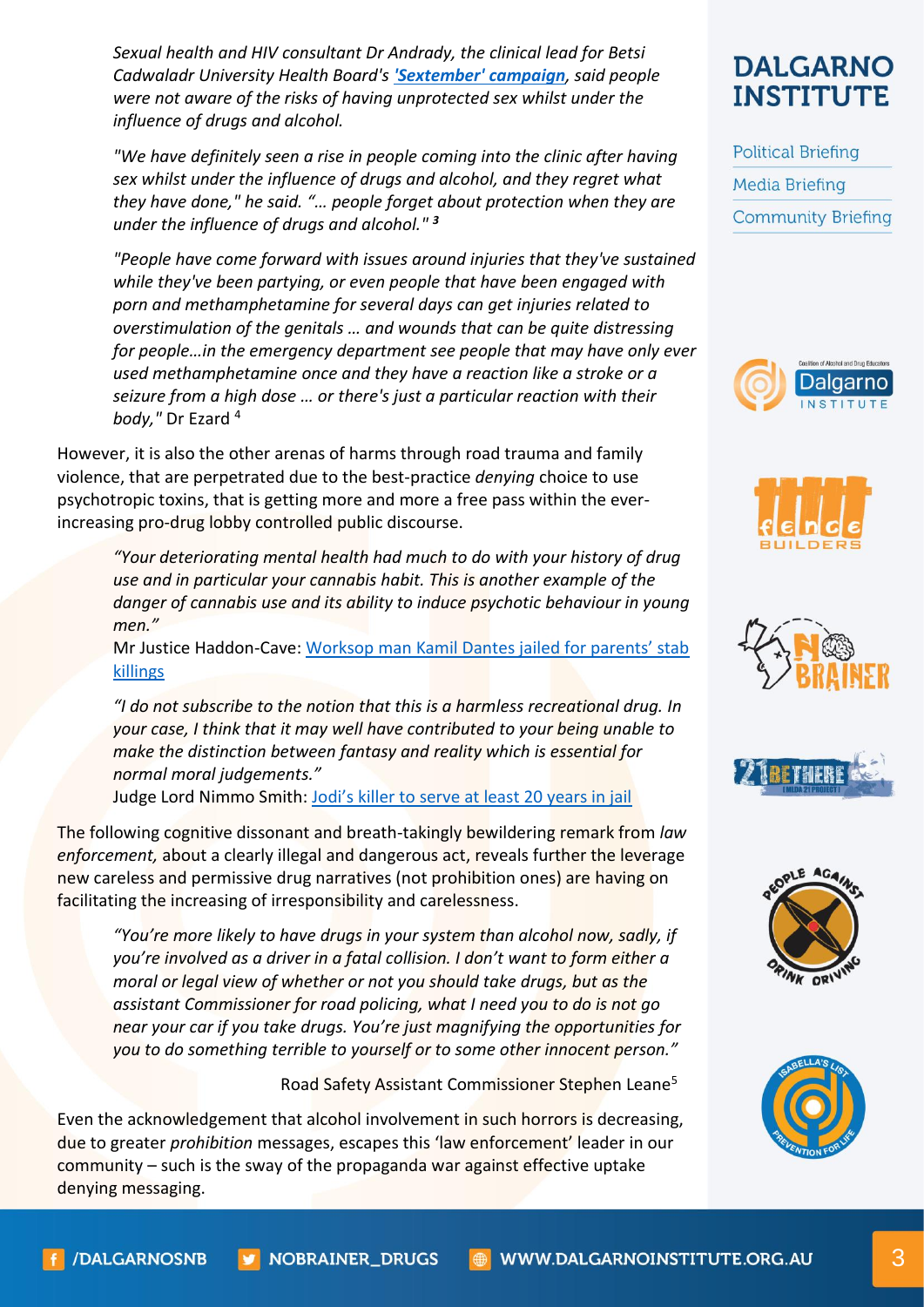*Sexual health and HIV consultant Dr Andrady, the clinical lead for Betsi Cadwaladr University Health Board's **'Sextember' campaign**, said people were not aware of the risks of having unprotected sex whilst under the influence of drugs and alcohol.*

*"We have definitely seen a rise in people coming into the clinic after having sex whilst under the influence of drugs and alcohol, and they regret what they have done," he said. "… people forget about protection when they are under the influence of drugs and alcohol."* [3]

*"People have come forward with issues around injuries that they've sustained while they've been partying, or even people that have been engaged with porn and methamphetamine for several days can get injuries related to overstimulation of the genitals … and wounds that can be quite distressing for people…in the emergency department see people that may have only ever used methamphetamine once and they have a reaction like a stroke or a seizure from a high dose … or there's just a particular reaction with their body,"* Dr Ezard [4]

However, it is also the other arenas of harms through road trauma and family violence, that are perpetrated due to the best-practice *denying* choice to use psychotropic toxins, that is getting more and more a free pass within the ever-increasing pro-drug lobby controlled public discourse.

> *"Your deteriorating mental health had much to do with your history of drug use and in particular your cannabis habit. This is another example of the danger of cannabis use and its ability to induce psychotic behaviour in young men."*
>
> Mr Justice Haddon-Cave: Worksop man Kamil Dantes jailed for parents' stab killings

> *"I do not subscribe to the notion that this is a harmless recreational drug. In your case, I think that it may well have contributed to your being unable to make the distinction between fantasy and reality which is essential for normal moral judgements."*
>
> Judge Lord Nimmo Smith: Jodi's killer to serve at least 20 years in jail

The following cognitive dissonant and breath-takingly bewildering remark from *law enforcement,* about a clearly illegal and dangerous act, reveals further the leverage new careless and permissive drug narratives (not prohibition ones) are having on facilitating the increasing of irresponsibility and carelessness.

> *"You're more likely to have drugs in your system than alcohol now, sadly, if you're involved as a driver in a fatal collision. I don't want to form either a moral or legal view of whether or not you should take drugs, but as the assistant Commissioner for road policing, what I need you to do is not go near your car if you take drugs. You're just magnifying the opportunities for you to do something terrible to yourself or to some other innocent person."*
>
> Road Safety Assistant Commissioner Stephen Leane[5]

Even the acknowledgement that alcohol involvement in such horrors is decreasing, due to greater *prohibition* messages, escapes this 'law enforcement' leader in our community – such is the sway of the propaganda war against effective uptake denying messaging.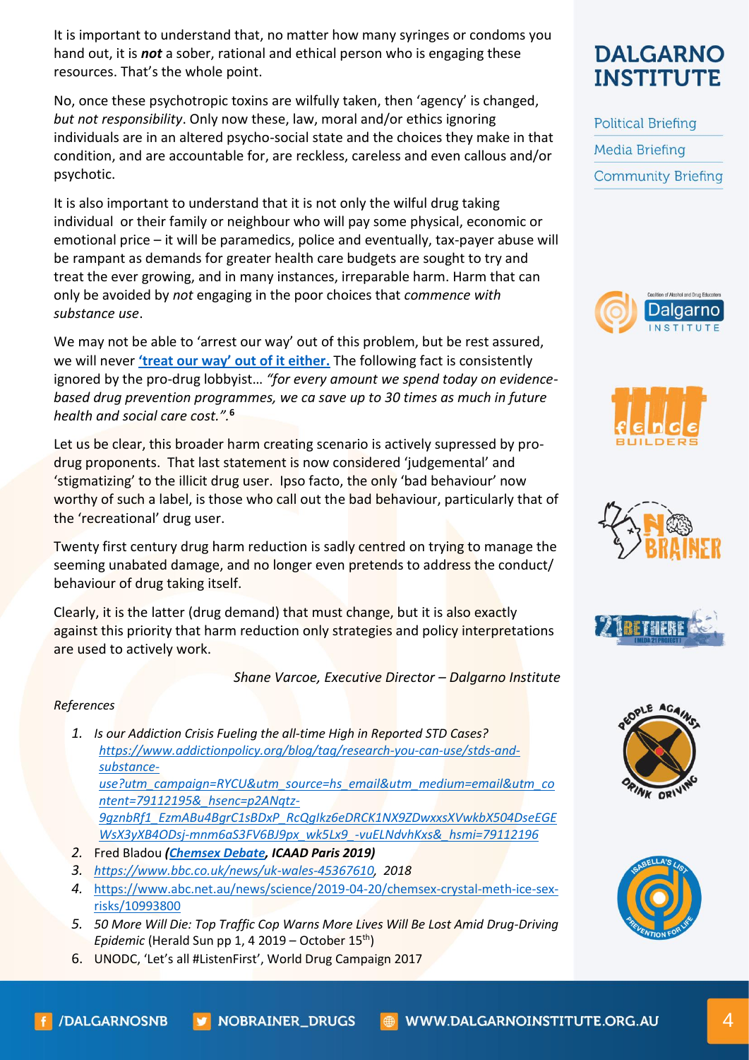It is important to understand that, no matter how many syringes or condoms you hand out, it is ***not*** a sober, rational and ethical person who is engaging these resources. That's the whole point.

No, once these psychotropic toxins are wilfully taken, then 'agency' is changed, *but not responsibility*. Only now these, law, moral and/or ethics ignoring individuals are in an altered psycho-social state and the choices they make in that condition, and are accountable for, are reckless, careless and even callous and/or psychotic.

It is also important to understand that it is not only the wilful drug taking individual or their family or neighbour who will pay some physical, economic or emotional price – it will be paramedics, police and eventually, tax-payer abuse will be rampant as demands for greater health care budgets are sought to try and treat the ever growing, and in many instances, irreparable harm. Harm that can only be avoided by *not* engaging in the poor choices that *commence with substance use*.

We may not be able to 'arrest our way' out of this problem, but be rest assured, we will never **'treat our way' out of it either.** The following fact is consistently ignored by the pro-drug lobbyist… *"for every amount we spend today on evidence-based drug prevention programmes, we ca save up to 30 times as much in future health and social care cost."*.[6]

Let us be clear, this broader harm creating scenario is actively supressed by pro-drug proponents. That last statement is now considered 'judgemental' and 'stigmatizing' to the illicit drug user. Ipso facto, the only 'bad behaviour' now worthy of such a label, is those who call out the bad behaviour, particularly that of the 'recreational' drug user.

Twenty first century drug harm reduction is sadly centred on trying to manage the seeming unabated damage, and no longer even pretends to address the conduct/ behaviour of drug taking itself.

Clearly, it is the latter (drug demand) that must change, but it is also exactly against this priority that harm reduction only strategies and policy interpretations are used to actively work.

*Shane Varcoe, Executive Director – Dalgarno Institute*

*References*

1. *Is our Addiction Crisis Fueling the all-time High in Reported STD Cases?* *https://www.addictionpolicy.org/blog/tag/research-you-can-use/stds-and-substance-use?utm_campaign=RYCU&utm_source=hs_email&utm_medium=email&utm_content=79112195&_hsenc=p2ANqtz-9gznbRf1_EzmABu4BgrC1sBDxP_RcQglkz6eDRCK1NX9ZDwxxsXVwkbX504DseEGEWsX3yXB4ODsj-mnm6aS3FV6BJ9px_wk5Lx9_-vuELNdvhKxs&_hsmi=79112196*
2. Fred Bladou ***(Chemsex Debate**, ICAAD Paris 2019)*
3. *https://www.bbc.co.uk/news/uk-wales-45367610, 2018*
4. https://www.abc.net.au/news/science/2019-04-20/chemsex-crystal-meth-ice-sex-risks/10993800
5. *50 More Will Die: Top Traffic Cop Warns More Lives Will Be Lost Amid Drug-Driving Epidemic* (Herald Sun pp 1, 4 2019 – October 15th)
6. UNODC, 'Let's all #ListenFirst', World Drug Campaign 2017